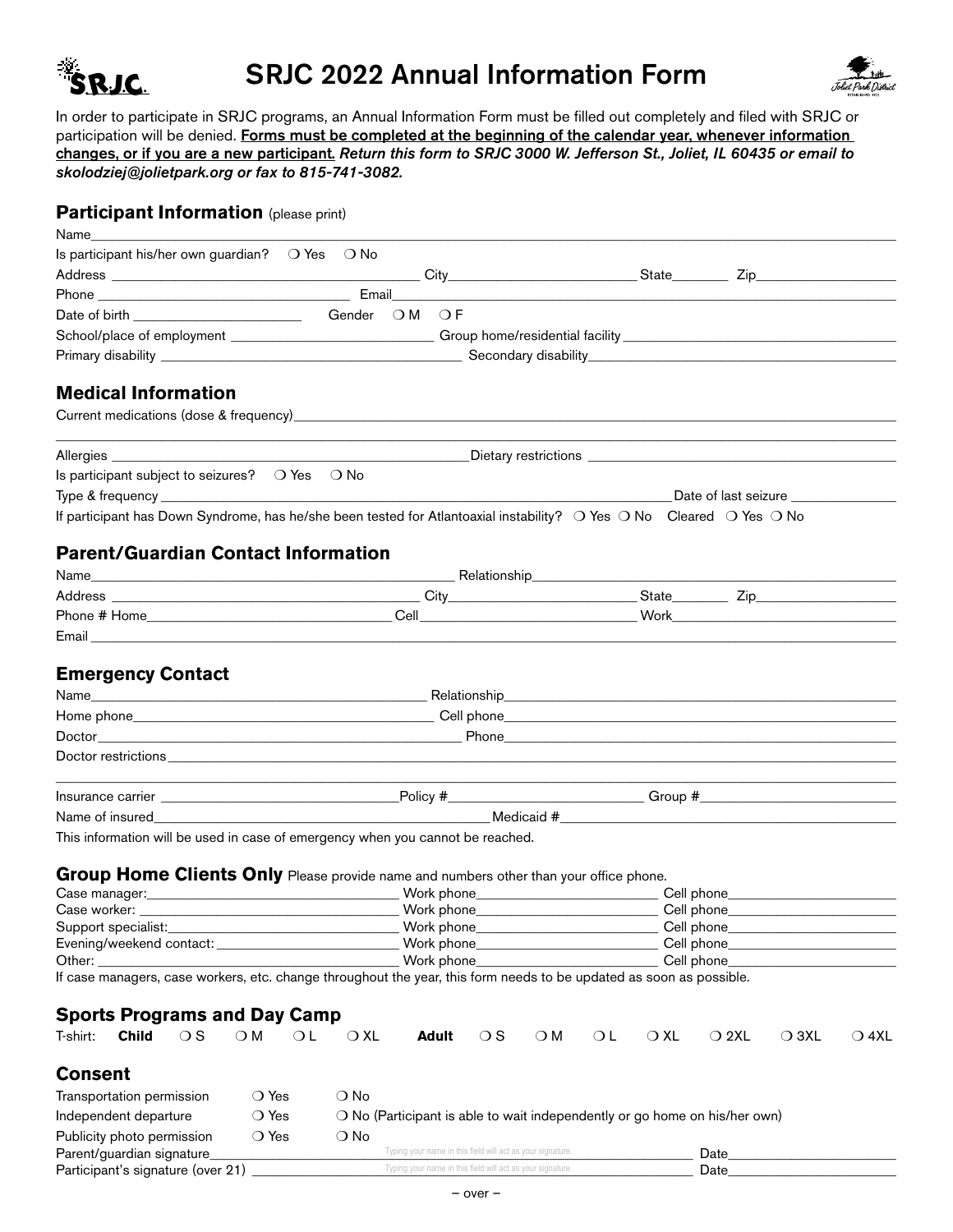# SRJC 2022 Annual Information Form

In order to participate in SRJC programs, an Annual Information Form must be filled out completely and filed with SRJC or participation will be denied. **Forms must be completed at the beginning of the calendar year, whenever information changes, or if you are a new participant.** ***Return this form to SRJC 3000 W. Jefferson St., Joliet, IL 60435 or email to skolodziej@jolietpark.org or fax to 815-741-3082.***

## Participant Information (please print)

Name_______________

Is participant his/her own guardian? ❍ Yes ❍ No

Address _______________ City_______________ State_______ Zip_______________

Phone _______________ Email_______________

Date of birth _______________ Gender ❍ M ❍ F

School/place of employment _______________ Group home/residential facility _______________

Primary disability _______________ Secondary disability_______________

## Medical Information

Current medications (dose & frequency)_______________

_______________

Allergies _______________ Dietary restrictions _______________

Is participant subject to seizures? ❍ Yes ❍ No

Type & frequency _______________ Date of last seizure _______________

If participant has Down Syndrome, has he/she been tested for Atlantoaxial instability? ❍ Yes ❍ No Cleared ❍ Yes ❍ No

## Parent/Guardian Contact Information

Name_______________ Relationship_______________

Address _______________ City_______________ State_______ Zip_______________

Phone # Home_______________ Cell_______________ Work_______________

Email _______________

## Emergency Contact

Name_______________ Relationship_______________

Home phone_______________ Cell phone_______________

Doctor_______________ Phone_______________

Doctor restrictions_______________

_______________

Insurance carrier _______________ Policy #_______________ Group #_______________

Name of insured_______________ Medicaid #_______________

This information will be used in case of emergency when you cannot be reached.

## Group Home Clients Only

Please provide name and numbers other than your office phone.

Case manager:_______________ Work phone_______________ Cell phone_______________

Case worker: _______________ Work phone_______________ Cell phone_______________

Support specialist:_______________ Work phone_______________ Cell phone_______________

Evening/weekend contact: _______________ Work phone_______________ Cell phone_______________

Other: _______________ Work phone_______________ Cell phone_______________

If case managers, case workers, etc. change throughout the year, this form needs to be updated as soon as possible.

## Sports Programs and Day Camp

T-shirt: **Child** ❍ S ❍ M ❍ L ❍ XL **Adult** ❍ S ❍ M ❍ L ❍ XL ❍ 2XL ❍ 3XL ❍ 4XL

## Consent

Transportation permission ❍ Yes ❍ No

Independent departure ❍ Yes ❍ No (Participant is able to wait independently or go home on his/her own)

Publicity photo permission ❍ Yes ❍ No

Parent/guardian signature_______________ Typing your name in this field will act as your signature. Date_______________

Participant's signature (over 21) _______________ Typing your name in this field will act as your signature. Date_______________

– over –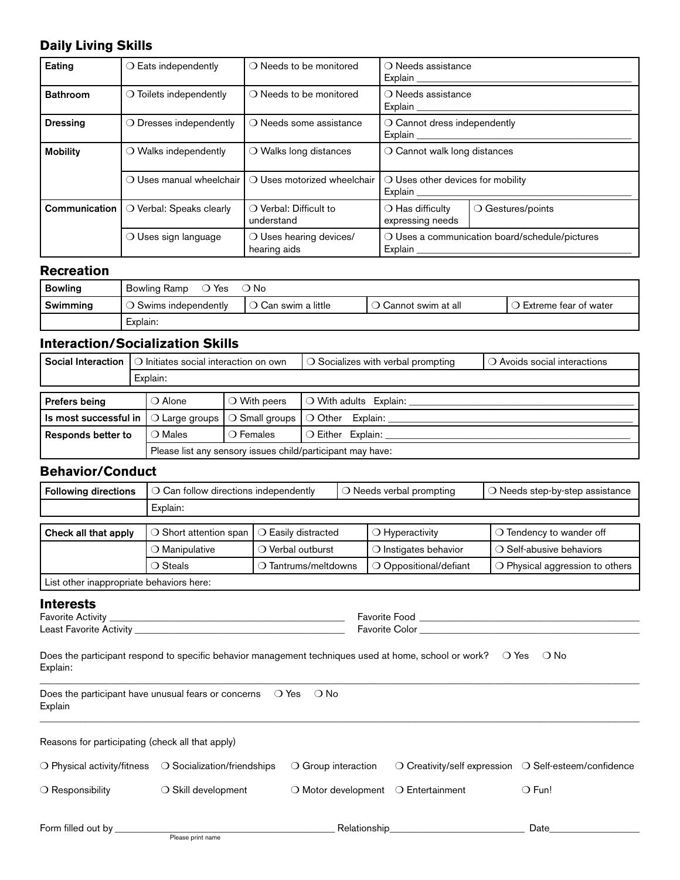## Daily Living Skills

| | | | | |
|---|---|---|---|---|
| **Eating** | ❍ Eats independently | ❍ Needs to be monitored | ❍ Needs assistance<br>Explain ____________________ | |
| **Bathroom** | ❍ Toilets independently | ❍ Needs to be monitored | ❍ Needs assistance<br>Explain ____________________ | |
| **Dressing** | ❍ Dresses independently | ❍ Needs some assistance | ❍ Cannot dress independently<br>Explain ____________________ | |
| **Mobility** | ❍ Walks independently | ❍ Walks long distances | ❍ Cannot walk long distances | |
| | ❍ Uses manual wheelchair | ❍ Uses motorized wheelchair | ❍ Uses other devices for mobility<br>Explain ____________________ | |
| **Communication** | ❍ Verbal: Speaks clearly | ❍ Verbal: Difficult to understand | ❍ Has difficulty expressing needs | ❍ Gestures/points |
| | ❍ Uses sign language | ❍ Uses hearing devices/ hearing aids | ❍ Uses a communication board/schedule/pictures<br>Explain ____________________ | |

## Recreation

| | | | | |
|---|---|---|---|---|
| **Bowling** | Bowling Ramp ❍ Yes ❍ No | | | |
| **Swimming** | ❍ Swims independently | ❍ Can swim a little | ❍ Cannot swim at all | ❍ Extreme fear of water |
| | Explain: | | | |

## Interaction/Socialization Skills

| | | | |
|---|---|---|---|
| **Social Interaction** | ❍ Initiates social interaction on own | ❍ Socializes with verbal prompting | ❍ Avoids social interactions |
| | Explain: | | |

| | | | |
|---|---|---|---|
| **Prefers being** | ❍ Alone | ❍ With peers | ❍ With adults Explain: ____________________ |
| **Is most successful in** | ❍ Large groups | ❍ Small groups | ❍ Other Explain: ____________________ |
| **Responds better to** | ❍ Males | ❍ Females | ❍ Either Explain: ____________________ |
| | Please list any sensory issues child/participant may have: | | |

## Behavior/Conduct

| | | | |
|---|---|---|---|
| **Following directions** | ❍ Can follow directions independently | ❍ Needs verbal prompting | ❍ Needs step-by-step assistance |
| | Explain: | | |

| | | | | |
|---|---|---|---|---|
| **Check all that apply** | ❍ Short attention span | ❍ Easily distracted | ❍ Hyperactivity | ❍ Tendency to wander off |
| | ❍ Manipulative | ❍ Verbal outburst | ❍ Instigates behavior | ❍ Self-abusive behaviors |
| | ❍ Steals | ❍ Tantrums/meltdowns | ❍ Oppositional/defiant | ❍ Physical aggression to others |
| List other inappropriate behaviors here: | | | | |

## Interests

Favorite Activity ____________________ Favorite Food ____________________

Least Favorite Activity ____________________ Favorite Color ____________________

Does the participant respond to specific behavior management techniques used at home, school or work? ❍ Yes ❍ No
Explain:

____________________________________________________________

Does the participant have unusual fears or concerns ❍ Yes ❍ No
Explain

____________________________________________________________

Reasons for participating (check all that apply)

❍ Physical activity/fitness ❍ Socialization/friendships ❍ Group interaction ❍ Creativity/self expression ❍ Self-esteem/confidence

❍ Responsibility ❍ Skill development ❍ Motor development ❍ Entertainment ❍ Fun!

Form filled out by ____________________ Relationship____________________ Date____________
Please print name